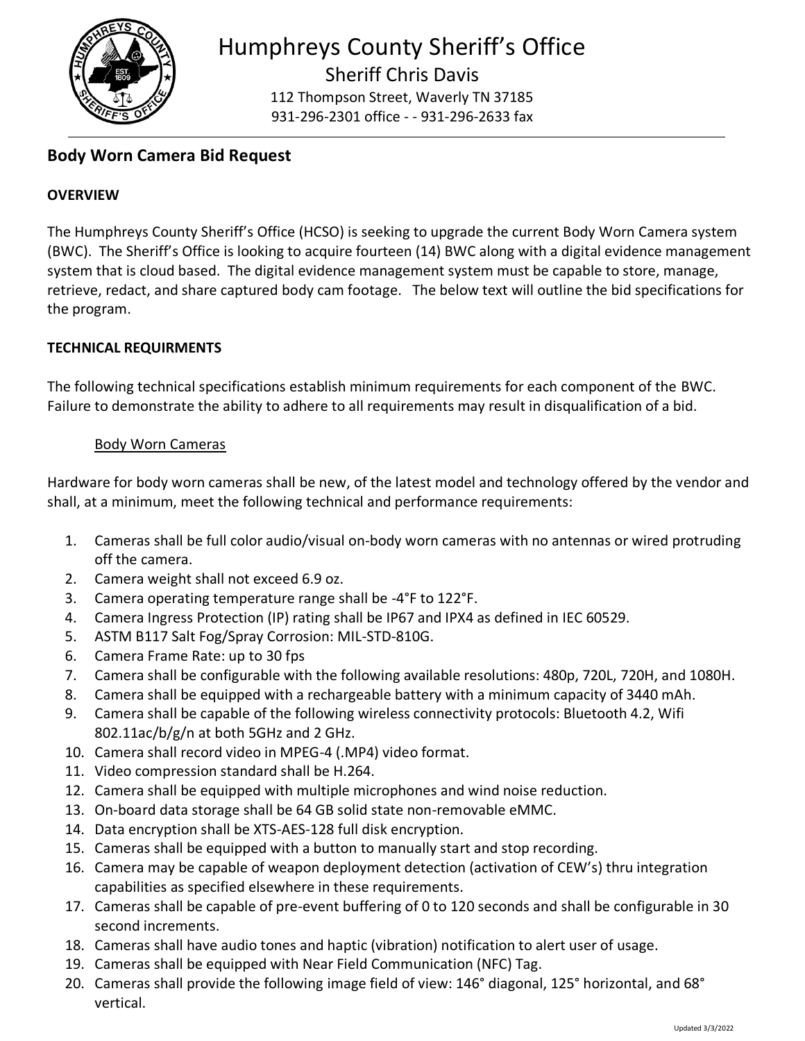# Humphreys County Sheriff's Office

Sheriff Chris Davis

112 Thompson Street, Waverly TN 37185

931-296-2301 office - - 931-296-2633 fax

## Body Worn Camera Bid Request

### OVERVIEW

The Humphreys County Sheriff's Office (HCSO) is seeking to upgrade the current Body Worn Camera system (BWC). The Sheriff's Office is looking to acquire fourteen (14) BWC along with a digital evidence management system that is cloud based. The digital evidence management system must be capable to store, manage, retrieve, redact, and share captured body cam footage. The below text will outline the bid specifications for the program.

### TECHNICAL REQUIRMENTS

The following technical specifications establish minimum requirements for each component of the BWC. Failure to demonstrate the ability to adhere to all requirements may result in disqualification of a bid.

Body Worn Cameras

Hardware for body worn cameras shall be new, of the latest model and technology offered by the vendor and shall, at a minimum, meet the following technical and performance requirements:

1. Cameras shall be full color audio/visual on-body worn cameras with no antennas or wired protruding off the camera.
2. Camera weight shall not exceed 6.9 oz.
3. Camera operating temperature range shall be -4°F to 122°F.
4. Camera Ingress Protection (IP) rating shall be IP67 and IPX4 as defined in IEC 60529.
5. ASTM B117 Salt Fog/Spray Corrosion: MIL-STD-810G.
6. Camera Frame Rate: up to 30 fps
7. Camera shall be configurable with the following available resolutions: 480p, 720L, 720H, and 1080H.
8. Camera shall be equipped with a rechargeable battery with a minimum capacity of 3440 mAh.
9. Camera shall be capable of the following wireless connectivity protocols: Bluetooth 4.2, Wifi 802.11ac/b/g/n at both 5GHz and 2 GHz.
10. Camera shall record video in MPEG-4 (.MP4) video format.
11. Video compression standard shall be H.264.
12. Camera shall be equipped with multiple microphones and wind noise reduction.
13. On-board data storage shall be 64 GB solid state non-removable eMMC.
14. Data encryption shall be XTS-AES-128 full disk encryption.
15. Cameras shall be equipped with a button to manually start and stop recording.
16. Camera may be capable of weapon deployment detection (activation of CEW's) thru integration capabilities as specified elsewhere in these requirements.
17. Cameras shall be capable of pre-event buffering of 0 to 120 seconds and shall be configurable in 30 second increments.
18. Cameras shall have audio tones and haptic (vibration) notification to alert user of usage.
19. Cameras shall be equipped with Near Field Communication (NFC) Tag.
20. Cameras shall provide the following image field of view: 146° diagonal, 125° horizontal, and 68° vertical.

Updated 3/3/2022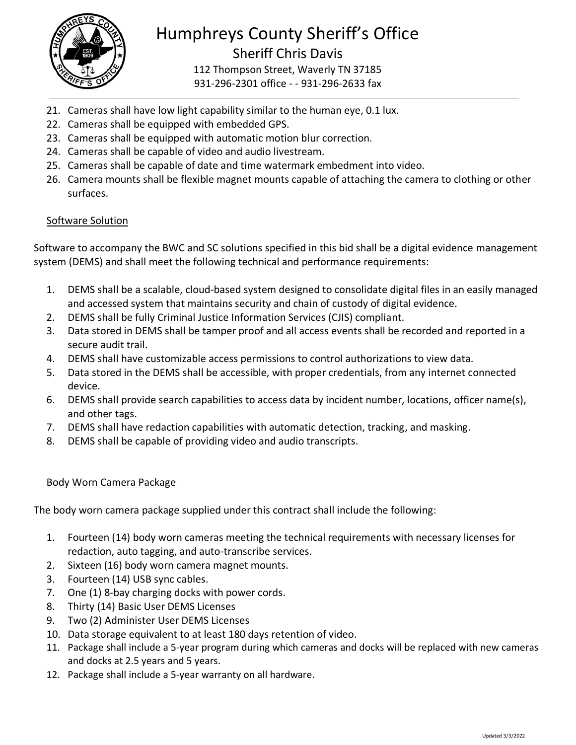21. Cameras shall have low light capability similar to the human eye, 0.1 lux.
22. Cameras shall be equipped with embedded GPS.
23. Cameras shall be equipped with automatic motion blur correction.
24. Cameras shall be capable of video and audio livestream.
25. Cameras shall be capable of date and time watermark embedment into video.
26. Camera mounts shall be flexible magnet mounts capable of attaching the camera to clothing or other surfaces.

## Software Solution

Software to accompany the BWC and SC solutions specified in this bid shall be a digital evidence management system (DEMS) and shall meet the following technical and performance requirements:

1. DEMS shall be a scalable, cloud-based system designed to consolidate digital files in an easily managed and accessed system that maintains security and chain of custody of digital evidence.
2. DEMS shall be fully Criminal Justice Information Services (CJIS) compliant.
3. Data stored in DEMS shall be tamper proof and all access events shall be recorded and reported in a secure audit trail.
4. DEMS shall have customizable access permissions to control authorizations to view data.
5. Data stored in the DEMS shall be accessible, with proper credentials, from any internet connected device.
6. DEMS shall provide search capabilities to access data by incident number, locations, officer name(s), and other tags.
7. DEMS shall have redaction capabilities with automatic detection, tracking, and masking.
8. DEMS shall be capable of providing video and audio transcripts.

## Body Worn Camera Package

The body worn camera package supplied under this contract shall include the following:

1. Fourteen (14) body worn cameras meeting the technical requirements with necessary licenses for redaction, auto tagging, and auto-transcribe services.
2. Sixteen (16) body worn camera magnet mounts.
3. Fourteen (14) USB sync cables.
7. One (1) 8-bay charging docks with power cords.
8. Thirty (14) Basic User DEMS Licenses
9. Two (2) Administer User DEMS Licenses
10. Data storage equivalent to at least 180 days retention of video.
11. Package shall include a 5-year program during which cameras and docks will be replaced with new cameras and docks at 2.5 years and 5 years.
12. Package shall include a 5-year warranty on all hardware.